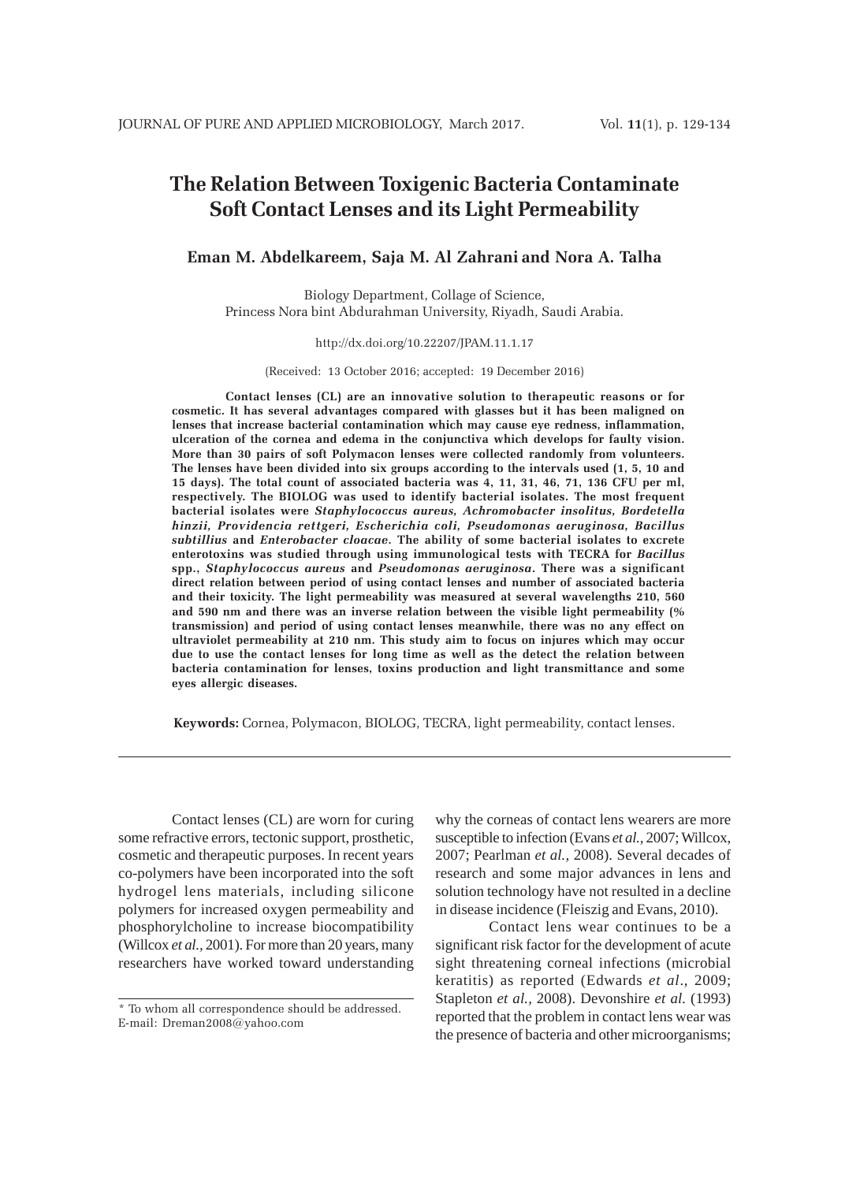# The Relation Between Toxigenic Bacteria Contaminate Soft Contact Lenses and its Light Permeability

**Eman M. Abdelkareem, Saja M. Al Zahrani and Nora A. Talha**

Biology Department, Collage of Science,
Princess Nora bint Abdurahman University, Riyadh, Saudi Arabia.

http://dx.doi.org/10.22207/JPAM.11.1.17

(Received: 13 October 2016; accepted: 19 December 2016)

**Contact lenses (CL) are an innovative solution to therapeutic reasons or for cosmetic. It has several advantages compared with glasses but it has been maligned on lenses that increase bacterial contamination which may cause eye redness, inflammation, ulceration of the cornea and edema in the conjunctiva which develops for faulty vision. More than 30 pairs of soft Polymacon lenses were collected randomly from volunteers. The lenses have been divided into six groups according to the intervals used (1, 5, 10 and 15 days). The total count of associated bacteria was 4, 11, 31, 46, 71, 136 CFU per ml, respectively. The BIOLOG was used to identify bacterial isolates. The most frequent bacterial isolates were *Staphylococcus aureus, Achromobacter insolitus, Bordetella hinzii, Providencia rettgeri, Escherichia coli, Pseudomonas aeruginosa, Bacillus subtillius* and *Enterobacter cloacae*. The ability of some bacterial isolates to excrete enterotoxins was studied through using immunological tests with TECRA for *Bacillus* spp., *Staphylococcus aureus* and *Pseudomonas aeruginosa*. There was a significant direct relation between period of using contact lenses and number of associated bacteria and their toxicity. The light permeability was measured at several wavelengths 210, 560 and 590 nm and there was an inverse relation between the visible light permeability (% transmission) and period of using contact lenses meanwhile, there was no any effect on ultraviolet permeability at 210 nm. This study aim to focus on injures which may occur due to use the contact lenses for long time as well as the detect the relation between bacteria contamination for lenses, toxins production and light transmittance and some eyes allergic diseases.**

**Keywords:** Cornea, Polymacon, BIOLOG, TECRA, light permeability, contact lenses.

---

Contact lenses (CL) are worn for curing some refractive errors, tectonic support, prosthetic, cosmetic and therapeutic purposes. In recent years co-polymers have been incorporated into the soft hydrogel lens materials, including silicone polymers for increased oxygen permeability and phosphorylcholine to increase biocompatibility (Willcox *et al.,* 2001). For more than 20 years, many researchers have worked toward understanding why the corneas of contact lens wearers are more susceptible to infection (Evans *et al.,* 2007; Willcox, 2007; Pearlman *et al.,* 2008). Several decades of research and some major advances in lens and solution technology have not resulted in a decline in disease incidence (Fleiszig and Evans, 2010).

Contact lens wear continues to be a significant risk factor for the development of acute sight threatening corneal infections (microbial keratitis) as reported (Edwards *et al*., 2009; Stapleton *et al.,* 2008). Devonshire *et al.* (1993) reported that the problem in contact lens wear was the presence of bacteria and other microorganisms;

---

\* To whom all correspondence should be addressed.
E-mail: Dreman2008@yahoo.com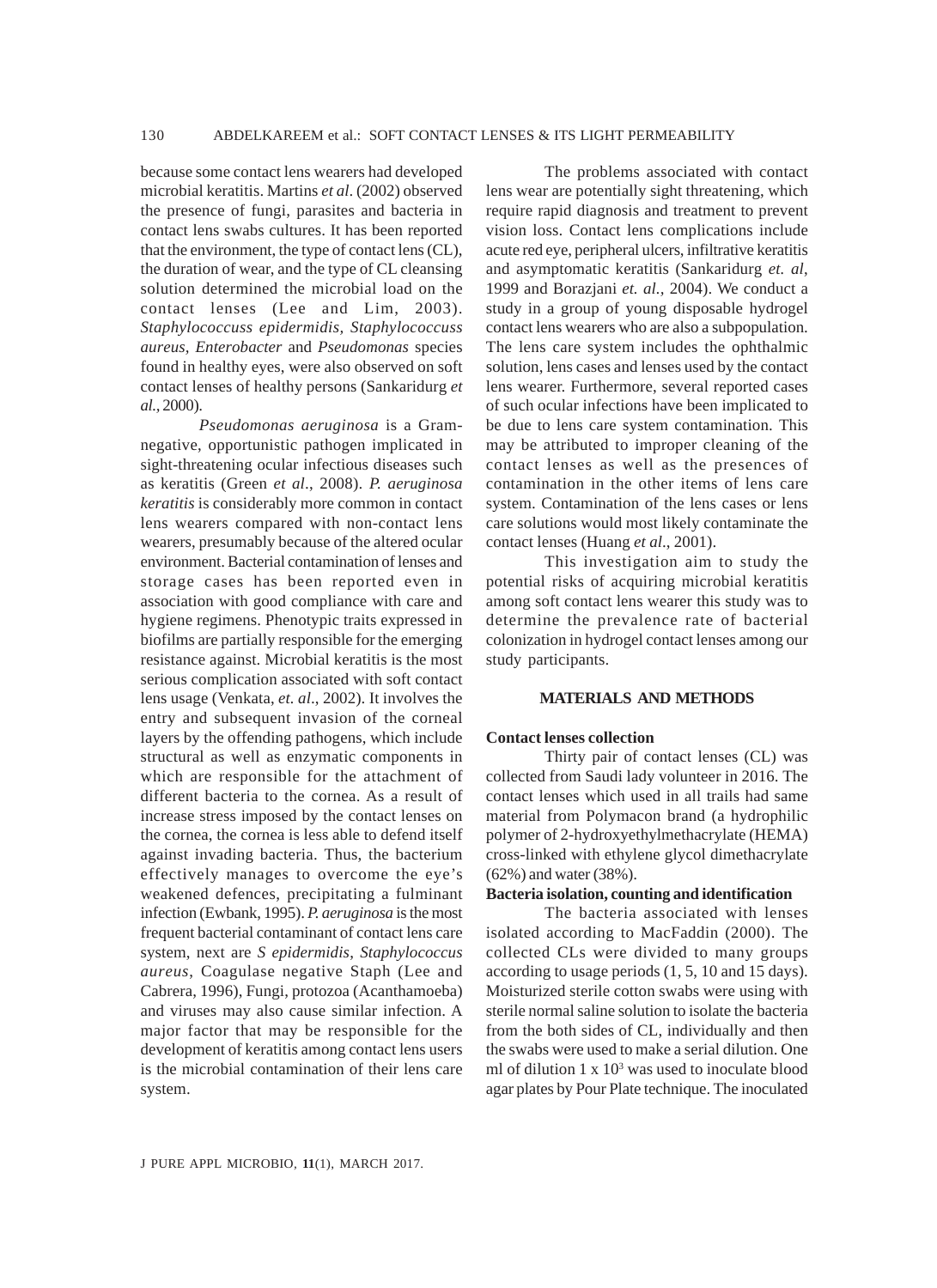because some contact lens wearers had developed microbial keratitis. Martins *et al*. (2002) observed the presence of fungi, parasites and bacteria in contact lens swabs cultures. It has been reported that the environment, the type of contact lens (CL), the duration of wear, and the type of CL cleansing solution determined the microbial load on the contact lenses (Lee and Lim, 2003). *Staphylococcuss epidermidis, Staphylococcuss aureus*, *Enterobacter* and *Pseudomonas* species found in healthy eyes, were also observed on soft contact lenses of healthy persons (Sankaridurg *et al.*, 2000).

*Pseudomonas aeruginosa* is a Gram-negative, opportunistic pathogen implicated in sight-threatening ocular infectious diseases such as keratitis (Green *et al*., 2008). *P. aeruginosa keratitis* is considerably more common in contact lens wearers compared with non-contact lens wearers, presumably because of the altered ocular environment. Bacterial contamination of lenses and storage cases has been reported even in association with good compliance with care and hygiene regimens. Phenotypic traits expressed in biofilms are partially responsible for the emerging resistance against. Microbial keratitis is the most serious complication associated with soft contact lens usage (Venkata, *et. al*., 2002). It involves the entry and subsequent invasion of the corneal layers by the offending pathogens, which include structural as well as enzymatic components in which are responsible for the attachment of different bacteria to the cornea. As a result of increase stress imposed by the contact lenses on the cornea, the cornea is less able to defend itself against invading bacteria. Thus, the bacterium effectively manages to overcome the eye's weakened defences, precipitating a fulminant infection (Ewbank, 1995). *P. aeruginosa* is the most frequent bacterial contaminant of contact lens care system, next are *S epidermidis*, *Staphylococcus aureus*, Coagulase negative Staph (Lee and Cabrera, 1996), Fungi, protozoa (Acanthamoeba) and viruses may also cause similar infection. A major factor that may be responsible for the development of keratitis among contact lens users is the microbial contamination of their lens care system.

The problems associated with contact lens wear are potentially sight threatening, which require rapid diagnosis and treatment to prevent vision loss. Contact lens complications include acute red eye, peripheral ulcers, infiltrative keratitis and asymptomatic keratitis (Sankaridurg *et. al*, 1999 and Borazjani *et. al.*, 2004). We conduct a study in a group of young disposable hydrogel contact lens wearers who are also a subpopulation. The lens care system includes the ophthalmic solution, lens cases and lenses used by the contact lens wearer. Furthermore, several reported cases of such ocular infections have been implicated to be due to lens care system contamination. This may be attributed to improper cleaning of the contact lenses as well as the presences of contamination in the other items of lens care system. Contamination of the lens cases or lens care solutions would most likely contaminate the contact lenses (Huang *et al*., 2001).

This investigation aim to study the potential risks of acquiring microbial keratitis among soft contact lens wearer this study was to determine the prevalence rate of bacterial colonization in hydrogel contact lenses among our study participants.

## MATERIALS AND METHODS

### Contact lenses collection

Thirty pair of contact lenses (CL) was collected from Saudi lady volunteer in 2016. The contact lenses which used in all trails had same material from Polymacon brand (a hydrophilic polymer of 2-hydroxyethylmethacrylate (HEMA) cross-linked with ethylene glycol dimethacrylate (62%) and water (38%).

### Bacteria isolation, counting and identification

The bacteria associated with lenses isolated according to MacFaddin (2000). The collected CLs were divided to many groups according to usage periods (1, 5, 10 and 15 days). Moisturized sterile cotton swabs were using with sterile normal saline solution to isolate the bacteria from the both sides of CL, individually and then the swabs were used to make a serial dilution. One ml of dilution $1 \times 10^3$ was used to inoculate blood agar plates by Pour Plate technique. The inoculated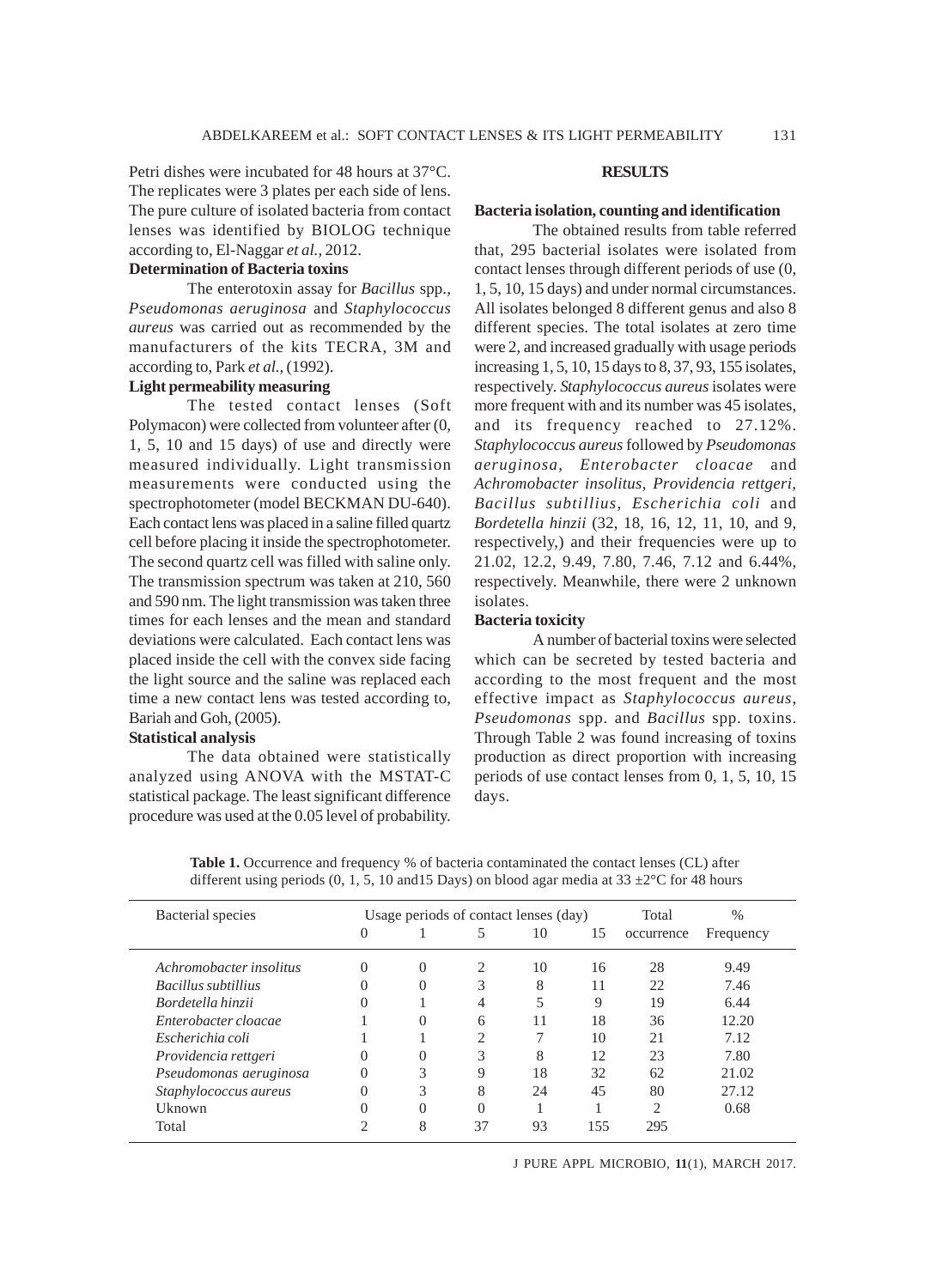Petri dishes were incubated for 48 hours at 37°C. The replicates were 3 plates per each side of lens. The pure culture of isolated bacteria from contact lenses was identified by BIOLOG technique according to, El-Naggar *et al.,* 2012.

**Determination of Bacteria toxins**

The enterotoxin assay for *Bacillus* spp., *Pseudomonas aeruginosa* and *Staphylococcus aureus* was carried out as recommended by the manufacturers of the kits TECRA, 3M and according to, Park *et al.*, (1992).

**Light permeability measuring**

The tested contact lenses (Soft Polymacon) were collected from volunteer after (0, 1, 5, 10 and 15 days) of use and directly were measured individually. Light transmission measurements were conducted using the spectrophotometer (model BECKMAN DU-640). Each contact lens was placed in a saline filled quartz cell before placing it inside the spectrophotometer. The second quartz cell was filled with saline only. The transmission spectrum was taken at 210, 560 and 590 nm. The light transmission was taken three times for each lenses and the mean and standard deviations were calculated. Each contact lens was placed inside the cell with the convex side facing the light source and the saline was replaced each time a new contact lens was tested according to, Bariah and Goh, (2005).

**Statistical analysis**

The data obtained were statistically analyzed using ANOVA with the MSTAT-C statistical package. The least significant difference procedure was used at the 0.05 level of probability.

## RESULTS

**Bacteria isolation, counting and identification**

The obtained results from table referred that, 295 bacterial isolates were isolated from contact lenses through different periods of use (0, 1, 5, 10, 15 days) and under normal circumstances. All isolates belonged 8 different genus and also 8 different species. The total isolates at zero time were 2, and increased gradually with usage periods increasing 1, 5, 10, 15 days to 8, 37, 93, 155 isolates, respectively. *Staphylococcus aureus* isolates were more frequent with and its number was 45 isolates, and its frequency reached to 27.12%. *Staphylococcus aureus* followed by *Pseudomonas aeruginosa*, *Enterobacter cloacae* and *Achromobacter insolitus, Providencia rettgeri, Bacillus subtillius, Escherichia coli* and *Bordetella hinzii* (32, 18, 16, 12, 11, 10, and 9, respectively,) and their frequencies were up to 21.02, 12.2, 9.49, 7.80, 7.46, 7.12 and 6.44%, respectively. Meanwhile, there were 2 unknown isolates.

**Bacteria toxicity**

A number of bacterial toxins were selected which can be secreted by tested bacteria and according to the most frequent and the most effective impact as *Staphylococcus aureus*, *Pseudomonas* spp. and *Bacillus* spp. toxins. Through Table 2 was found increasing of toxins production as direct proportion with increasing periods of use contact lenses from 0, 1, 5, 10, 15 days.

**Table 1.** Occurrence and frequency % of bacteria contaminated the contact lenses (CL) after different using periods (0, 1, 5, 10 and15 Days) on blood agar media at 33 ±2°C for 48 hours

| Bacterial species | Usage periods of contact lenses (day) | | | | | Total | % |
|---|---|---|---|---|---|---|---|
| | 0 | 1 | 5 | 10 | 15 | occurrence | Frequency |
| *Achromobacter insolitus* | 0 | 0 | 2 | 10 | 16 | 28 | 9.49 |
| *Bacillus subtillius* | 0 | 0 | 3 | 8 | 11 | 22 | 7.46 |
| *Bordetella hinzii* | 0 | 1 | 4 | 5 | 9 | 19 | 6.44 |
| *Enterobacter cloacae* | 1 | 0 | 6 | 11 | 18 | 36 | 12.20 |
| *Escherichia coli* | 1 | 1 | 2 | 7 | 10 | 21 | 7.12 |
| *Providencia rettgeri* | 0 | 0 | 3 | 8 | 12 | 23 | 7.80 |
| *Pseudomonas aeruginosa* | 0 | 3 | 9 | 18 | 32 | 62 | 21.02 |
| *Staphylococcus aureus* | 0 | 3 | 8 | 24 | 45 | 80 | 27.12 |
| Uknown | 0 | 0 | 0 | 1 | 1 | 2 | 0.68 |
| Total | 2 | 8 | 37 | 93 | 155 | 295 | |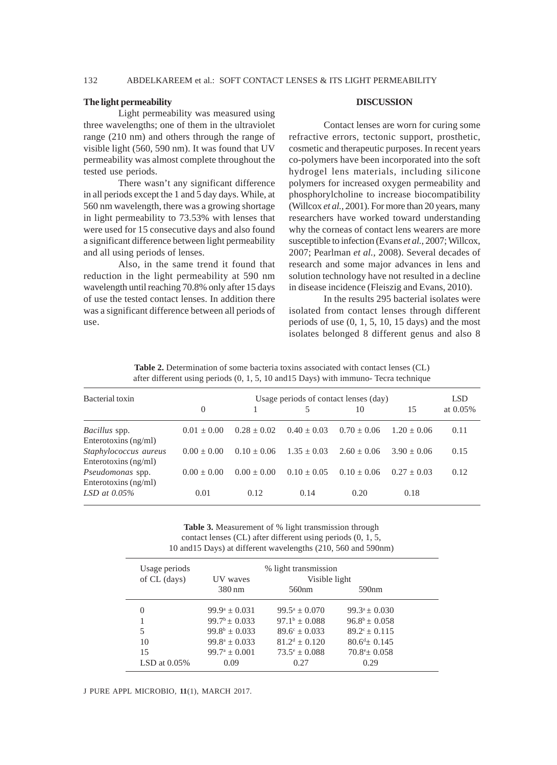### The light permeability

Light permeability was measured using three wavelengths; one of them in the ultraviolet range (210 nm) and others through the range of visible light (560, 590 nm). It was found that UV permeability was almost complete throughout the tested use periods.

There wasn't any significant difference in all periods except the 1 and 5 day days. While, at 560 nm wavelength, there was a growing shortage in light permeability to 73.53% with lenses that were used for 15 consecutive days and also found a significant difference between light permeability and all using periods of lenses.

Also, in the same trend it found that reduction in the light permeability at 590 nm wavelength until reaching 70.8% only after 15 days of use the tested contact lenses. In addition there was a significant difference between all periods of use.

## DISCUSSION

Contact lenses are worn for curing some refractive errors, tectonic support, prosthetic, cosmetic and therapeutic purposes. In recent years co-polymers have been incorporated into the soft hydrogel lens materials, including silicone polymers for increased oxygen permeability and phosphorylcholine to increase biocompatibility (Willcox *et al.*, 2001). For more than 20 years, many researchers have worked toward understanding why the corneas of contact lens wearers are more susceptible to infection (Evans *et al.*, 2007; Willcox, 2007; Pearlman *et al.*, 2008). Several decades of research and some major advances in lens and solution technology have not resulted in a decline in disease incidence (Fleiszig and Evans, 2010).

In the results 295 bacterial isolates were isolated from contact lenses through different periods of use (0, 1, 5, 10, 15 days) and the most isolates belonged 8 different genus and also 8

**Table 2.** Determination of some bacteria toxins associated with contact lenses (CL) after different using periods (0, 1, 5, 10 and15 Days) with immuno- Tecra technique

| Bacterial toxin | Usage periods of contact lenses (day) | | | | | LSD |
|---|---|---|---|---|---|---|
| | 0 | 1 | 5 | 10 | 15 | at 0.05% |
| *Bacillus* spp. Enterotoxins (ng/ml) | 0.01 ± 0.00 | 0.28 ± 0.02 | 0.40 ± 0.03 | 0.70 ± 0.06 | 1.20 ± 0.06 | 0.11 |
| *Staphylococcus aureus* Enterotoxins (ng/ml) | 0.00 ± 0.00 | 0.10 ± 0.06 | 1.35 ± 0.03 | 2.60 ± 0.06 | 3.90 ± 0.06 | 0.15 |
| *Pseudomonas* spp. Enterotoxins (ng/ml) | 0.00 ± 0.00 | 0.00 ± 0.00 | 0.10 ± 0.05 | 0.10 ± 0.06 | 0.27 ± 0.03 | 0.12 |
| *LSD at 0.05%* | 0.01 | 0.12 | 0.14 | 0.20 | 0.18 | |

**Table 3.** Measurement of % light transmission through contact lenses (CL) after different using periods (0, 1, 5, 10 and15 Days) at different wavelengths (210, 560 and 590nm)

| Usage periods of CL (days) | % light transmission | | |
|---|---|---|---|
| | UV waves | Visible light | |
| | 380 nm | 560nm | 590nm |
| 0 | $99.9^{a} \pm 0.031$ | $99.5^{a} \pm 0.070$ | $99.3^{a} \pm 0.030$ |
| 1 | $99.7^{b} \pm 0.033$ | $97.1^{b} \pm 0.088$ | $96.8^{b} \pm 0.058$ |
| 5 | $99.8^{b} \pm 0.033$ | $89.6^{c} \pm 0.033$ | $89.2^{c} \pm 0.115$ |
| 10 | $99.8^{a} \pm 0.033$ | $81.2^{d} \pm 0.120$ | $80.6^{d} \pm 0.145$ |
| 15 | $99.7^{a} \pm 0.001$ | $73.5^{e} \pm 0.088$ | $70.8^{e} \pm 0.058$ |
| LSD at 0.05% | 0.09 | 0.27 | 0.29 |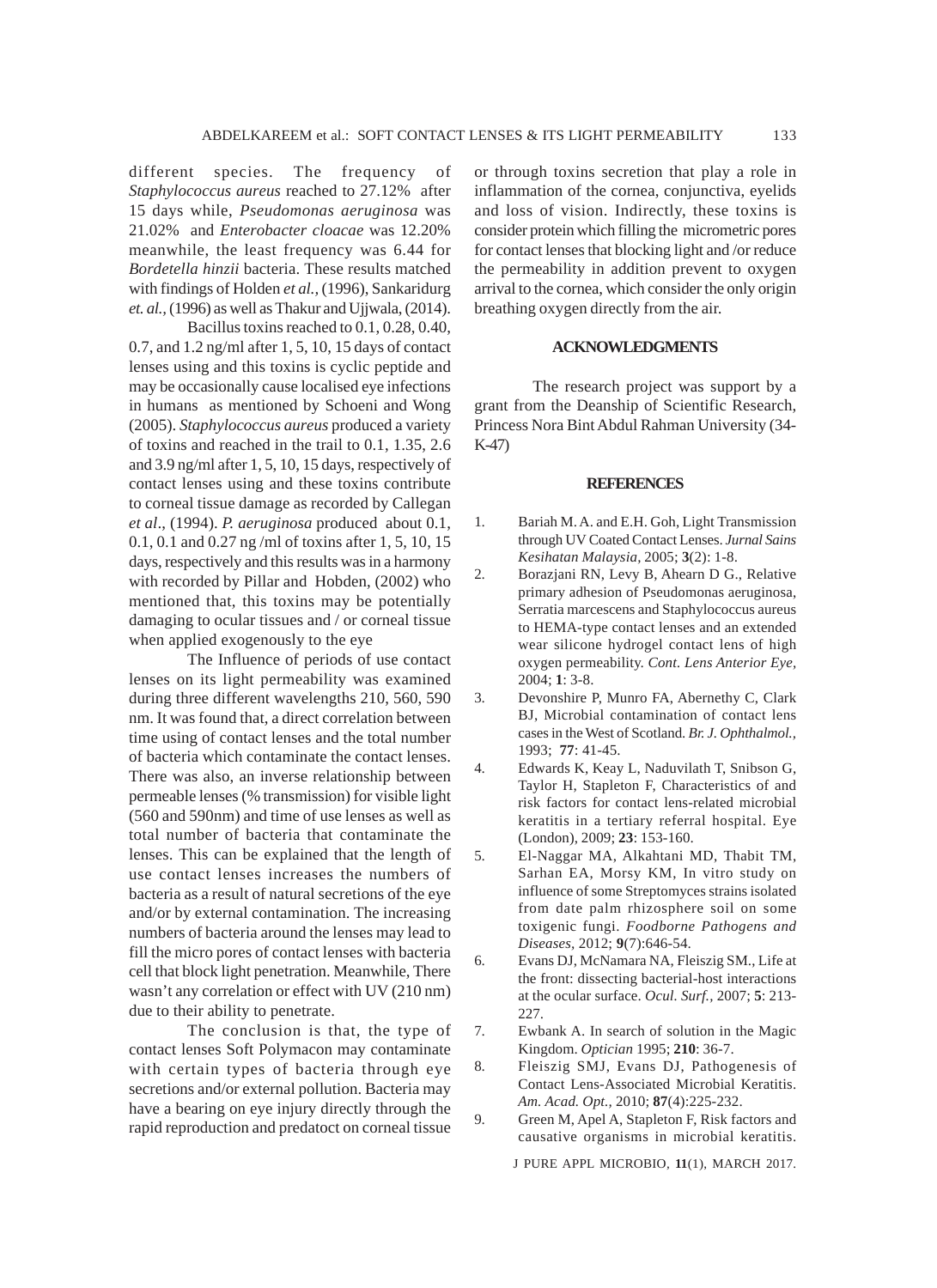different species. The frequency of *Staphylococcus aureus* reached to 27.12% after 15 days while, *Pseudomonas aeruginosa* was 21.02% and *Enterobacter cloacae* was 12.20% meanwhile, the least frequency was 6.44 for *Bordetella hinzii* bacteria. These results matched with findings of Holden *et al.,* (1996), Sankaridurg *et. al.,* (1996) as well as Thakur and Ujjwala, (2014).

Bacillus toxins reached to 0.1, 0.28, 0.40, 0.7, and 1.2 ng/ml after 1, 5, 10, 15 days of contact lenses using and this toxins is cyclic peptide and may be occasionally cause localised eye infections in humans as mentioned by Schoeni and Wong (2005). *Staphylococcus aureus* produced a variety of toxins and reached in the trail to 0.1, 1.35, 2.6 and 3.9 ng/ml after 1, 5, 10, 15 days, respectively of contact lenses using and these toxins contribute to corneal tissue damage as recorded by Callegan *et al*., (1994). *P. aeruginosa* produced about 0.1, 0.1, 0.1 and 0.27 ng /ml of toxins after 1, 5, 10, 15 days, respectively and this results was in a harmony with recorded by Pillar and Hobden, (2002) who mentioned that, this toxins may be potentially damaging to ocular tissues and / or corneal tissue when applied exogenously to the eye

The Influence of periods of use contact lenses on its light permeability was examined during three different wavelengths 210, 560, 590 nm. It was found that, a direct correlation between time using of contact lenses and the total number of bacteria which contaminate the contact lenses. There was also, an inverse relationship between permeable lenses (% transmission) for visible light (560 and 590nm) and time of use lenses as well as total number of bacteria that contaminate the lenses. This can be explained that the length of use contact lenses increases the numbers of bacteria as a result of natural secretions of the eye and/or by external contamination. The increasing numbers of bacteria around the lenses may lead to fill the micro pores of contact lenses with bacteria cell that block light penetration. Meanwhile, There wasn't any correlation or effect with UV (210 nm) due to their ability to penetrate.

The conclusion is that, the type of contact lenses Soft Polymacon may contaminate with certain types of bacteria through eye secretions and/or external pollution. Bacteria may have a bearing on eye injury directly through the rapid reproduction and predatoct on corneal tissue or through toxins secretion that play a role in inflammation of the cornea, conjunctiva, eyelids and loss of vision. Indirectly, these toxins is consider protein which filling the micrometric pores for contact lenses that blocking light and /or reduce the permeability in addition prevent to oxygen arrival to the cornea, which consider the only origin breathing oxygen directly from the air.

## ACKNOWLEDGMENTS

The research project was support by a grant from the Deanship of Scientific Research, Princess Nora Bint Abdul Rahman University (34-K-47)

## REFERENCES

1. Bariah M. A. and E.H. Goh, Light Transmission through UV Coated Contact Lenses. *Jurnal Sains Kesihatan Malaysia*, 2005; **3**(2): 1-8.
2. Borazjani RN, Levy B, Ahearn D G., Relative primary adhesion of Pseudomonas aeruginosa, Serratia marcescens and Staphylococcus aureus to HEMA-type contact lenses and an extended wear silicone hydrogel contact lens of high oxygen permeability. *Cont. Lens Anterior Eye*, 2004; **1**: 3-8.
3. Devonshire P, Munro FA, Abernethy C, Clark BJ, Microbial contamination of contact lens cases in the West of Scotland. *Br. J. Ophthalmol.*, 1993; **77**: 41-45.
4. Edwards K, Keay L, Naduvilath T, Snibson G, Taylor H, Stapleton F, Characteristics of and risk factors for contact lens-related microbial keratitis in a tertiary referral hospital. Eye (London), 2009; **23**: 153-160.
5. El-Naggar MA, Alkahtani MD, Thabit TM, Sarhan EA, Morsy KM, In vitro study on influence of some Streptomyces strains isolated from date palm rhizosphere soil on some toxigenic fungi. *Foodborne Pathogens and Diseases*, 2012; **9**(7):646-54.
6. Evans DJ, McNamara NA, Fleiszig SM., Life at the front: dissecting bacterial-host interactions at the ocular surface. *Ocul. Surf.*, 2007; **5**: 213-227.
7. Ewbank A. In search of solution in the Magic Kingdom. *Optician* 1995; **210**: 36-7.
8. Fleiszig SMJ, Evans DJ, Pathogenesis of Contact Lens-Associated Microbial Keratitis. *Am. Acad. Opt.*, 2010; **87**(4):225-232.
9. Green M, Apel A, Stapleton F, Risk factors and causative organisms in microbial keratitis.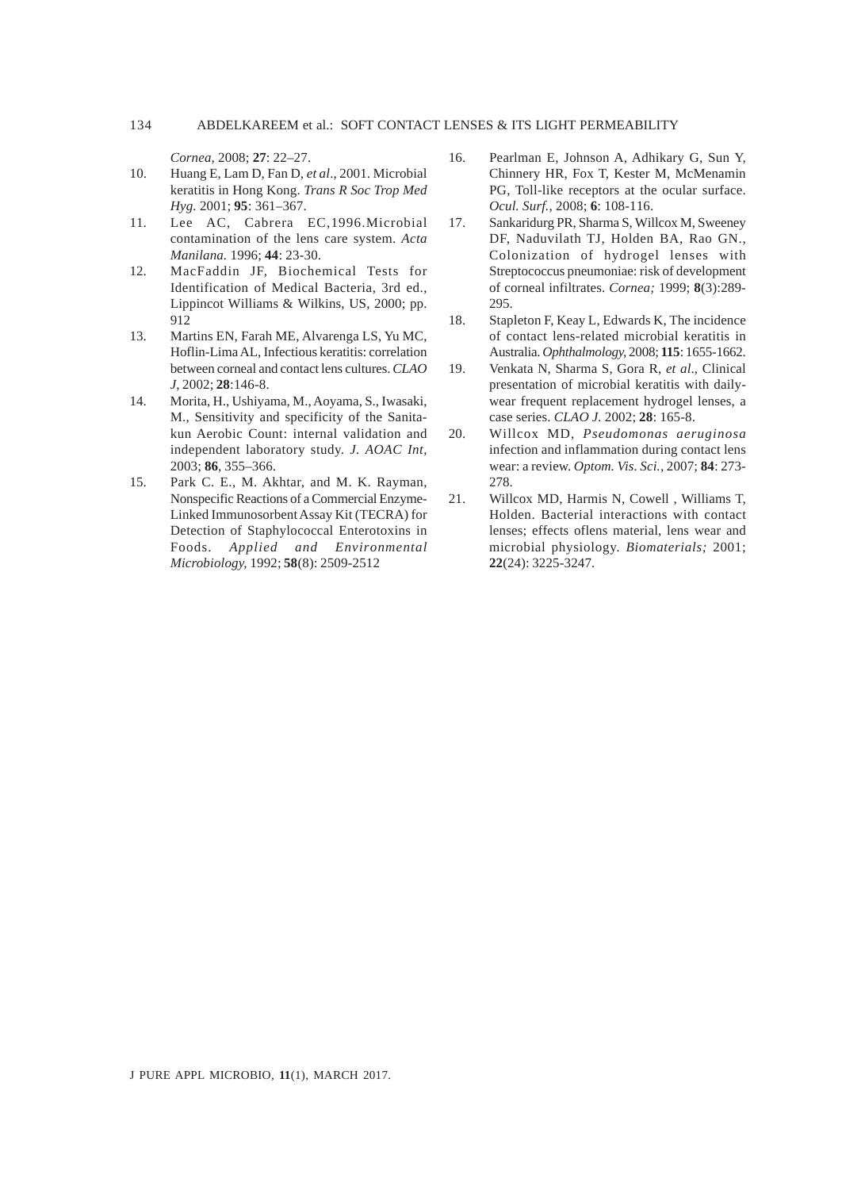*Cornea*, 2008; **27**: 22–27.

10. Huang E, Lam D, Fan D, *et al*., 2001. Microbial keratitis in Hong Kong. *Trans R Soc Trop Med Hyg.* 2001; **95**: 361–367.
11. Lee AC, Cabrera EC,1996.Microbial contamination of the lens care system. *Acta Manilana.* 1996; **44**: 23-30.
12. MacFaddin JF, Biochemical Tests for Identification of Medical Bacteria, 3rd ed., Lippincot Williams & Wilkins, US, 2000; pp. 912
13. Martins EN, Farah ME, Alvarenga LS, Yu MC, Hoflin-Lima AL, Infectious keratitis: correlation between corneal and contact lens cultures. *CLAO J*, 2002; **28**:146-8.
14. Morita, H., Ushiyama, M., Aoyama, S., Iwasaki, M., Sensitivity and specificity of the Sanita-kun Aerobic Count: internal validation and independent laboratory study. *J. AOAC Int,* 2003; **86**, 355–366.
15. Park C. E., M. Akhtar, and M. K. Rayman, Nonspecific Reactions of a Commercial Enzyme-Linked Immunosorbent Assay Kit (TECRA) for Detection of Staphylococcal Enterotoxins in Foods. *Applied and Environmental Microbiology,* 1992; **58**(8): 2509-2512
16. Pearlman E, Johnson A, Adhikary G, Sun Y, Chinnery HR, Fox T, Kester M, McMenamin PG, Toll-like receptors at the ocular surface. *Ocul. Surf.*, 2008; **6**: 108-116.
17. Sankaridurg PR, Sharma S, Willcox M, Sweeney DF, Naduvilath TJ, Holden BA, Rao GN., Colonization of hydrogel lenses with Streptococcus pneumoniae: risk of development of corneal infiltrates. *Cornea;* 1999; **8**(3):289-295.
18. Stapleton F, Keay L, Edwards K, The incidence of contact lens-related microbial keratitis in Australia. *Ophthalmology,* 2008; **115**: 1655-1662.
19. Venkata N, Sharma S, Gora R, *et al*., Clinical presentation of microbial keratitis with daily-wear frequent replacement hydrogel lenses, a case series. *CLAO J.* 2002; **28**: 165-8.
20. Willcox MD, *Pseudomonas aeruginosa* infection and inflammation during contact lens wear: a review. *Optom. Vis. Sci.*, 2007; **84**: 273-278.
21. Willcox MD, Harmis N, Cowell , Williams T, Holden. Bacterial interactions with contact lenses; effects oflens material, lens wear and microbial physiology. *Biomaterials;* 2001; **22**(24): 3225-3247.